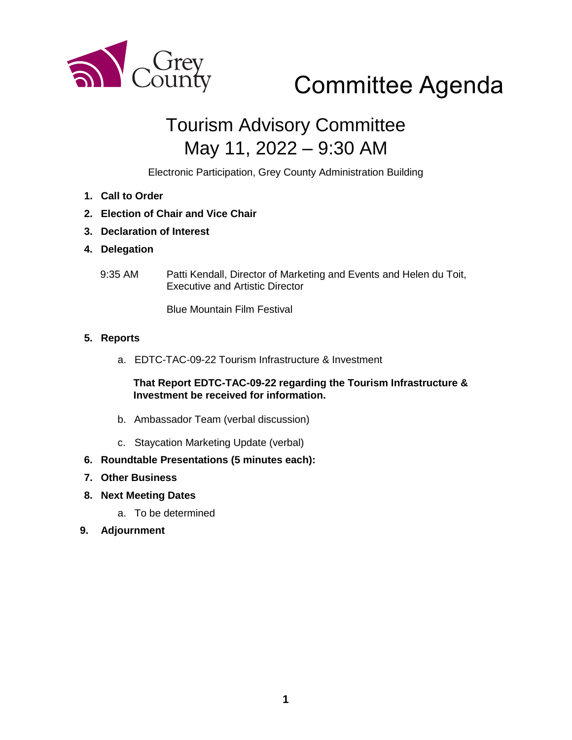Grey County

# Committee Agenda

## Tourism Advisory Committee
## May 11, 2022 – 9:30 AM

Electronic Participation, Grey County Administration Building

1. **Call to Order**
2. **Election of Chair and Vice Chair**
3. **Declaration of Interest**
4. **Delegation**

   9:35 AM — Patti Kendall, Director of Marketing and Events and Helen du Toit, Executive and Artistic Director

   Blue Mountain Film Festival

5. **Reports**

   a. EDTC-TAC-09-22 Tourism Infrastructure & Investment

      **That Report EDTC-TAC-09-22 regarding the Tourism Infrastructure & Investment be received for information.**

   b. Ambassador Team (verbal discussion)

   c. Staycation Marketing Update (verbal)

6. **Roundtable Presentations (5 minutes each):**
7. **Other Business**
8. **Next Meeting Dates**

   a. To be determined

9. **Adjournment**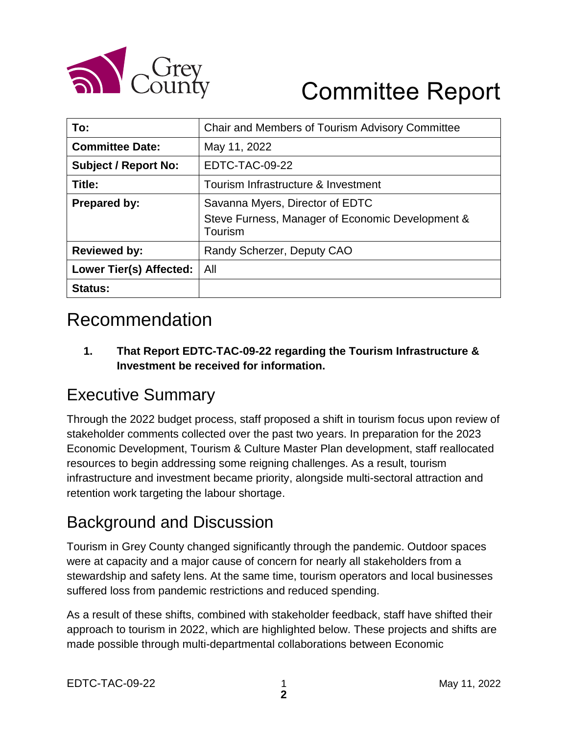# Committee Report

| To: | Chair and Members of Tourism Advisory Committee |
| --- | --- |
| **Committee Date:** | May 11, 2022 |
| **Subject / Report No:** | EDTC-TAC-09-22 |
| **Title:** | Tourism Infrastructure & Investment |
| **Prepared by:** | Savanna Myers, Director of EDTC<br>Steve Furness, Manager of Economic Development & Tourism |
| **Reviewed by:** | Randy Scherzer, Deputy CAO |
| **Lower Tier(s) Affected:** | All |
| **Status:** | |

## Recommendation

1. **That Report EDTC-TAC-09-22 regarding the Tourism Infrastructure & Investment be received for information.**

## Executive Summary

Through the 2022 budget process, staff proposed a shift in tourism focus upon review of stakeholder comments collected over the past two years. In preparation for the 2023 Economic Development, Tourism & Culture Master Plan development, staff reallocated resources to begin addressing some reigning challenges. As a result, tourism infrastructure and investment became priority, alongside multi-sectoral attraction and retention work targeting the labour shortage.

## Background and Discussion

Tourism in Grey County changed significantly through the pandemic. Outdoor spaces were at capacity and a major cause of concern for nearly all stakeholders from a stewardship and safety lens. At the same time, tourism operators and local businesses suffered loss from pandemic restrictions and reduced spending.

As a result of these shifts, combined with stakeholder feedback, staff have shifted their approach to tourism in 2022, which are highlighted below. These projects and shifts are made possible through multi-departmental collaborations between Economic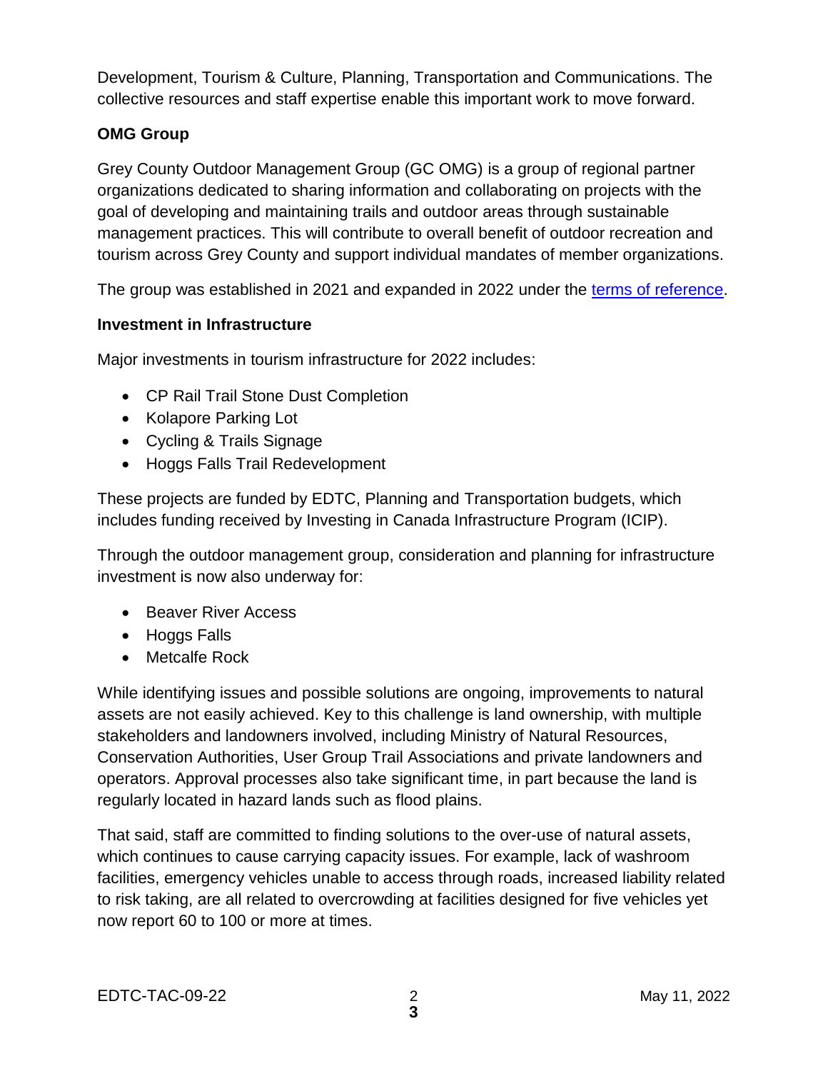Development, Tourism & Culture, Planning, Transportation and Communications. The collective resources and staff expertise enable this important work to move forward.

**OMG Group**

Grey County Outdoor Management Group (GC OMG) is a group of regional partner organizations dedicated to sharing information and collaborating on projects with the goal of developing and maintaining trails and outdoor areas through sustainable management practices. This will contribute to overall benefit of outdoor recreation and tourism across Grey County and support individual mandates of member organizations.

The group was established in 2021 and expanded in 2022 under the terms of reference.

**Investment in Infrastructure**

Major investments in tourism infrastructure for 2022 includes:

- CP Rail Trail Stone Dust Completion
- Kolapore Parking Lot
- Cycling & Trails Signage
- Hoggs Falls Trail Redevelopment

These projects are funded by EDTC, Planning and Transportation budgets, which includes funding received by Investing in Canada Infrastructure Program (ICIP).

Through the outdoor management group, consideration and planning for infrastructure investment is now also underway for:

- Beaver River Access
- Hoggs Falls
- Metcalfe Rock

While identifying issues and possible solutions are ongoing, improvements to natural assets are not easily achieved. Key to this challenge is land ownership, with multiple stakeholders and landowners involved, including Ministry of Natural Resources, Conservation Authorities, User Group Trail Associations and private landowners and operators. Approval processes also take significant time, in part because the land is regularly located in hazard lands such as flood plains.

That said, staff are committed to finding solutions to the over-use of natural assets, which continues to cause carrying capacity issues. For example, lack of washroom facilities, emergency vehicles unable to access through roads, increased liability related to risk taking, are all related to overcrowding at facilities designed for five vehicles yet now report 60 to 100 or more at times.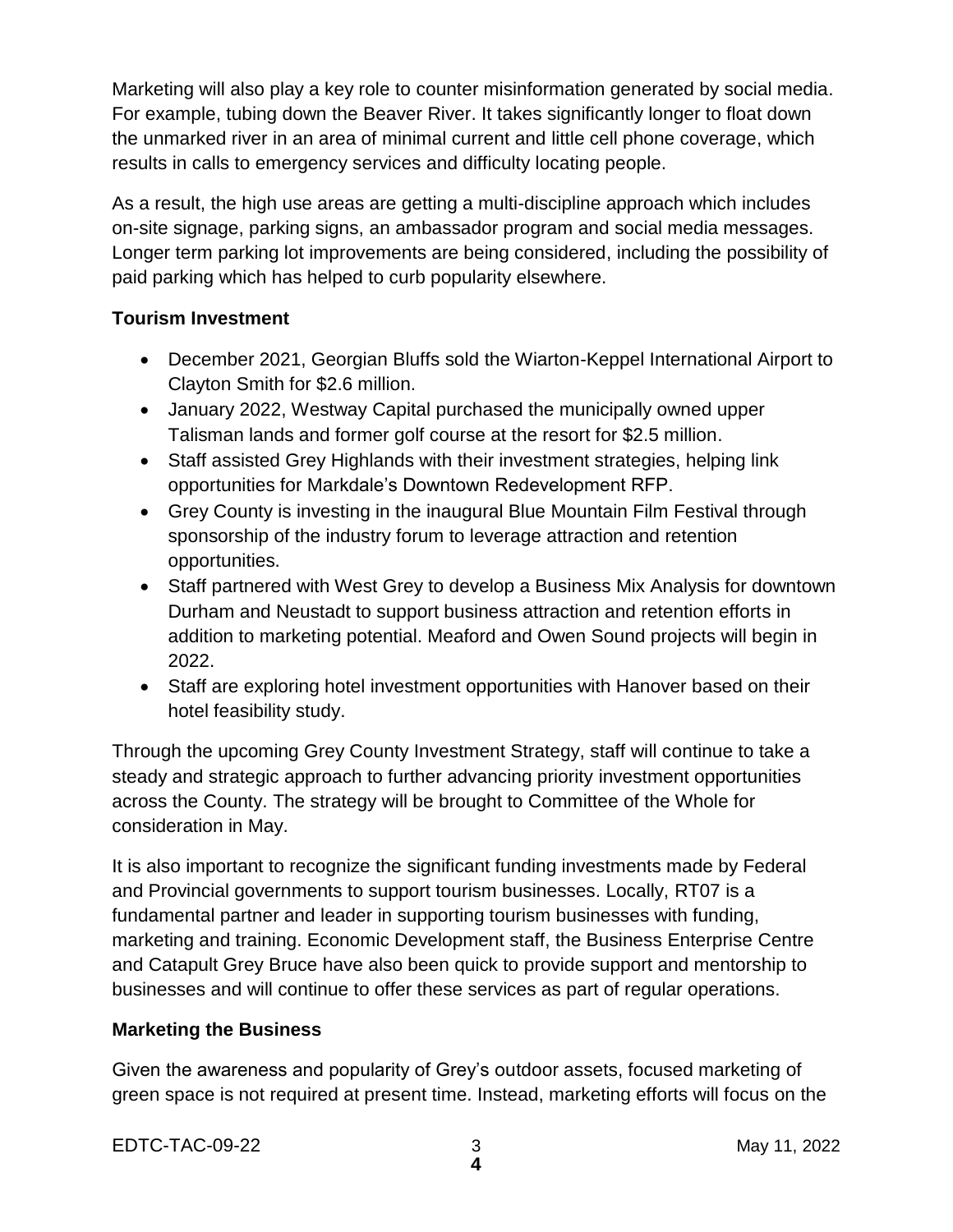Marketing will also play a key role to counter misinformation generated by social media. For example, tubing down the Beaver River. It takes significantly longer to float down the unmarked river in an area of minimal current and little cell phone coverage, which results in calls to emergency services and difficulty locating people.

As a result, the high use areas are getting a multi-discipline approach which includes on-site signage, parking signs, an ambassador program and social media messages. Longer term parking lot improvements are being considered, including the possibility of paid parking which has helped to curb popularity elsewhere.

**Tourism Investment**

- December 2021, Georgian Bluffs sold the Wiarton-Keppel International Airport to Clayton Smith for $2.6 million.
- January 2022, Westway Capital purchased the municipally owned upper Talisman lands and former golf course at the resort for $2.5 million.
- Staff assisted Grey Highlands with their investment strategies, helping link opportunities for Markdale's Downtown Redevelopment RFP.
- Grey County is investing in the inaugural Blue Mountain Film Festival through sponsorship of the industry forum to leverage attraction and retention opportunities.
- Staff partnered with West Grey to develop a Business Mix Analysis for downtown Durham and Neustadt to support business attraction and retention efforts in addition to marketing potential. Meaford and Owen Sound projects will begin in 2022.
- Staff are exploring hotel investment opportunities with Hanover based on their hotel feasibility study.

Through the upcoming Grey County Investment Strategy, staff will continue to take a steady and strategic approach to further advancing priority investment opportunities across the County. The strategy will be brought to Committee of the Whole for consideration in May.

It is also important to recognize the significant funding investments made by Federal and Provincial governments to support tourism businesses. Locally, RT07 is a fundamental partner and leader in supporting tourism businesses with funding, marketing and training. Economic Development staff, the Business Enterprise Centre and Catapult Grey Bruce have also been quick to provide support and mentorship to businesses and will continue to offer these services as part of regular operations.

**Marketing the Business**

Given the awareness and popularity of Grey's outdoor assets, focused marketing of green space is not required at present time. Instead, marketing efforts will focus on the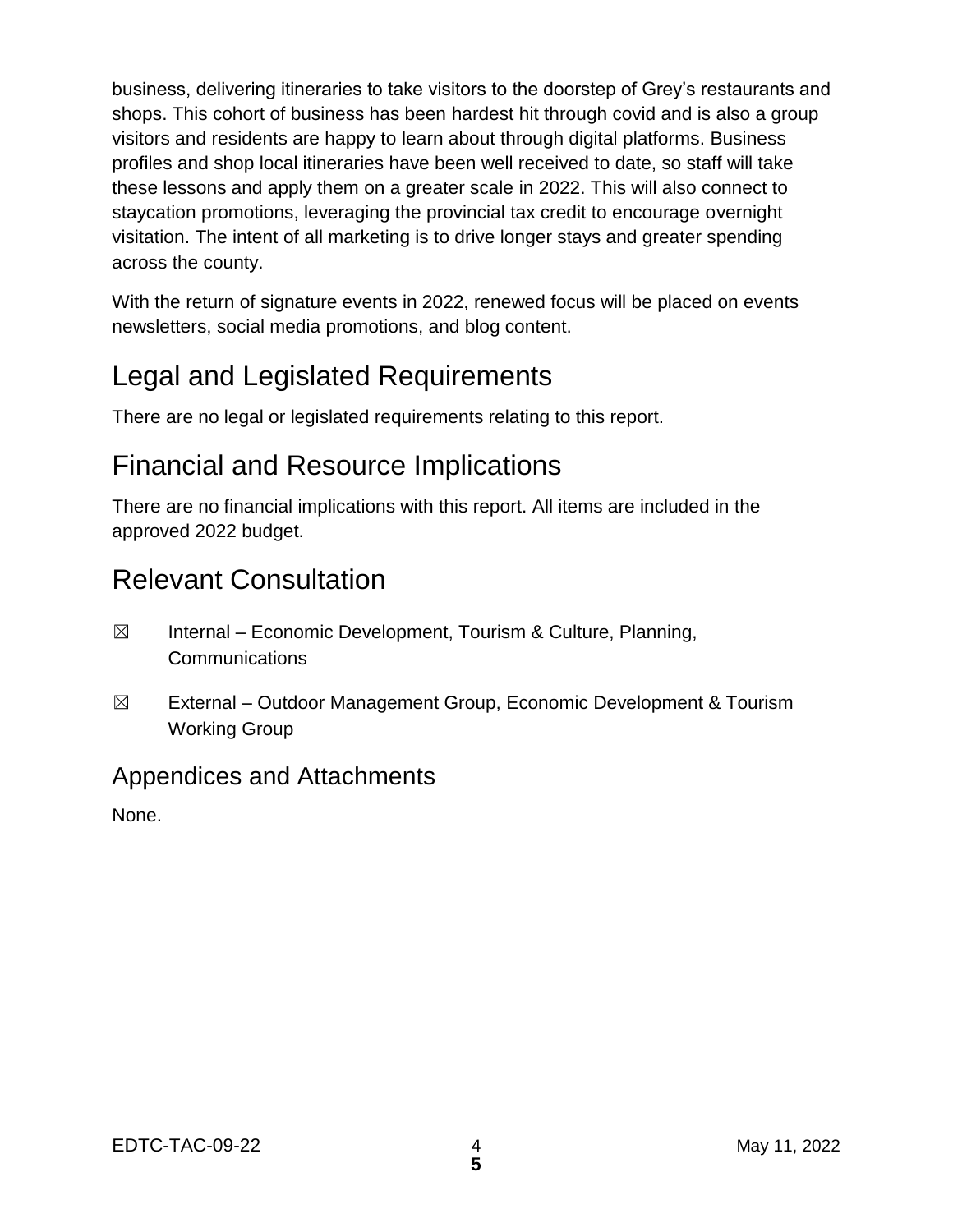business, delivering itineraries to take visitors to the doorstep of Grey's restaurants and shops. This cohort of business has been hardest hit through covid and is also a group visitors and residents are happy to learn about through digital platforms. Business profiles and shop local itineraries have been well received to date, so staff will take these lessons and apply them on a greater scale in 2022. This will also connect to staycation promotions, leveraging the provincial tax credit to encourage overnight visitation. The intent of all marketing is to drive longer stays and greater spending across the county.

With the return of signature events in 2022, renewed focus will be placed on events newsletters, social media promotions, and blog content.

# Legal and Legislated Requirements

There are no legal or legislated requirements relating to this report.

# Financial and Resource Implications

There are no financial implications with this report. All items are included in the approved 2022 budget.

# Relevant Consultation

☒ Internal – Economic Development, Tourism & Culture, Planning, Communications

☒ External – Outdoor Management Group, Economic Development & Tourism Working Group

## Appendices and Attachments

None.